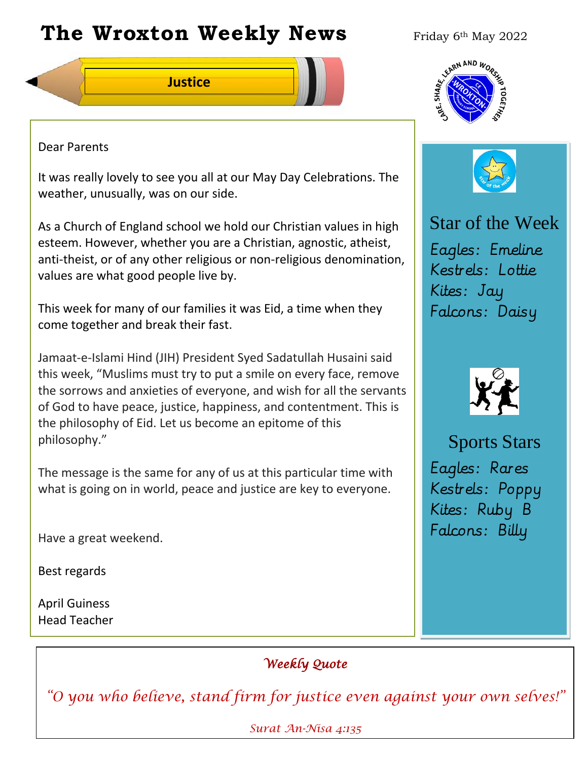# The Wroxton Weekly News

Friday 6th May 2022

## Justice

Dear Parents

It was really lovely to see you all at our May Day Celebrations. The weather, unusually, was on our side.

As a Church of England school we hold our Christian values in high esteem. However, whether you are a Christian, agnostic, atheist, anti-theist, or of any other religious or non-religious denomination, values are what good people live by.

This week for many of our families it was Eid, a time when they come together and break their fast.

Jamaat-e-Islami Hind (JIH) President Syed Sadatullah Husaini said this week, "Muslims must try to put a smile on every face, remove the sorrows and anxieties of everyone, and wish for all the servants of God to have peace, justice, happiness, and contentment. This is the philosophy of Eid. Let us become an epitome of this philosophy."

The message is the same for any of us at this particular time with what is going on in world, peace and justice are key to everyone.

Have a great weekend.

Best regards

April Guiness
Head Teacher

## Star of the Week

*Eagles: Emeline*
*Kestrels: Lottie*
*Kites: Jay*
*Falcons: Daisy*

## Sports Stars

*Eagles: Rares*
*Kestrels: Poppy*
*Kites: Ruby B*
*Falcons: Billy*

### *Weekly Quote*

*"O you who believe, stand firm for justice even against your own selves!"*

*Surat An-Nisa 4:135*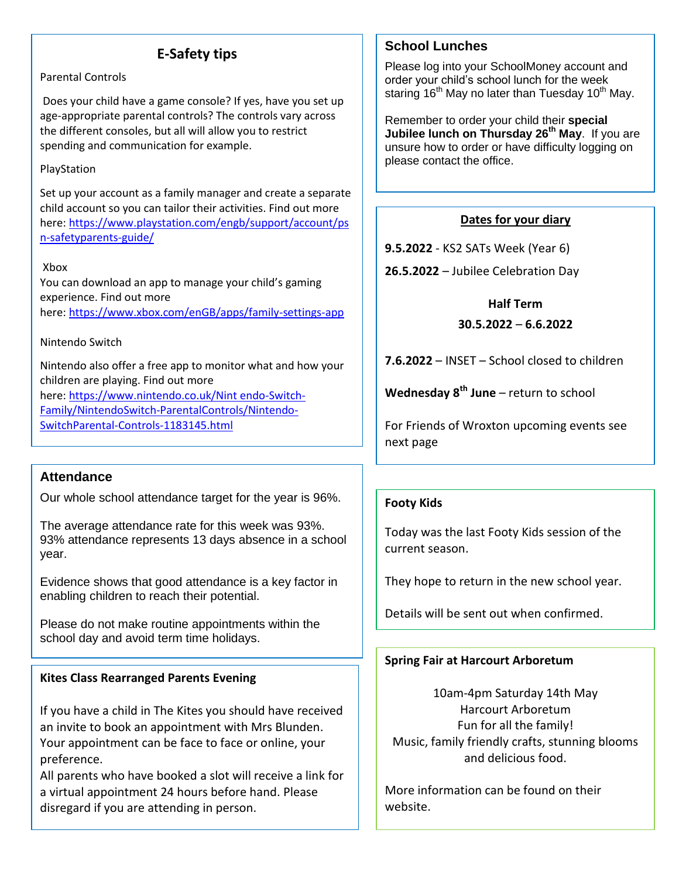## E-Safety tips

Parental Controls

Does your child have a game console? If yes, have you set up age-appropriate parental controls? The controls vary across the different consoles, but all will allow you to restrict spending and communication for example.

PlayStation

Set up your account as a family manager and create a separate child account so you can tailor their activities. Find out more here: [https://www.playstation.com/engb/support/account/psn-safetyparents-guide/](https://www.playstation.com/engb/support/account/psn-safetyparents-guide/)

Xbox

You can download an app to manage your child's gaming experience. Find out more here: [https://www.xbox.com/enGB/apps/family-settings-app](https://www.xbox.com/enGB/apps/family-settings-app)

Nintendo Switch

Nintendo also offer a free app to monitor what and how your children are playing. Find out more here: [https://www.nintendo.co.uk/Nint endo-Switch-Family/NintendoSwitch-ParentalControls/Nintendo-SwitchParental-Controls-1183145.html](https://www.nintendo.co.uk/Nintendo-Switch-Family/NintendoSwitch-ParentalControls/Nintendo-SwitchParental-Controls-1183145.html)

## Attendance

Our whole school attendance target for the year is 96%.

The average attendance rate for this week was 93%. 93% attendance represents 13 days absence in a school year.

Evidence shows that good attendance is a key factor in enabling children to reach their potential.

Please do not make routine appointments within the school day and avoid term time holidays.

## Kites Class Rearranged Parents Evening

If you have a child in The Kites you should have received an invite to book an appointment with Mrs Blunden. Your appointment can be face to face or online, your preference.

All parents who have booked a slot will receive a link for a virtual appointment 24 hours before hand. Please disregard if you are attending in person.

## School Lunches

Please log into your SchoolMoney account and order your child's school lunch for the week staring 16th May no later than Tuesday 10th May.

Remember to order your child their **special Jubilee lunch on Thursday 26th May**. If you are unsure how to order or have difficulty logging on please contact the office.

## Dates for your diary

**9.5.2022** - KS2 SATs Week (Year 6)

**26.5.2022** – Jubilee Celebration Day

**Half Term**

**30.5.2022** – **6.6.2022**

**7.6.2022** – INSET – School closed to children

**Wednesday 8th June** – return to school

For Friends of Wroxton upcoming events see next page

## Footy Kids

Today was the last Footy Kids session of the current season.

They hope to return in the new school year.

Details will be sent out when confirmed.

## Spring Fair at Harcourt Arboretum

10am-4pm Saturday 14th May
Harcourt Arboretum
Fun for all the family!
Music, family friendly crafts, stunning blooms and delicious food.

More information can be found on their website.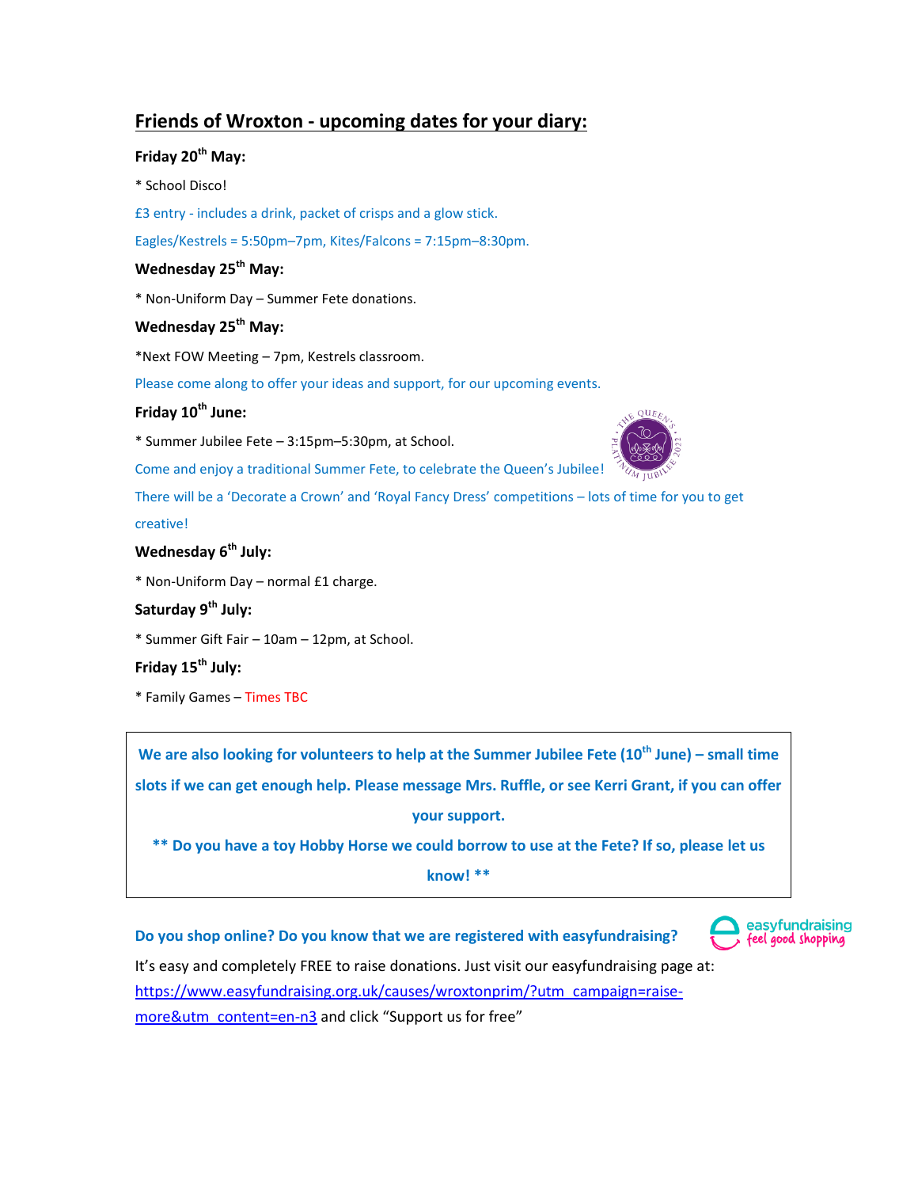## Friends of Wroxton - upcoming dates for your diary:

**Friday 20th May:**

* School Disco!

£3 entry - includes a drink, packet of crisps and a glow stick.

Eagles/Kestrels = 5:50pm–7pm, Kites/Falcons = 7:15pm–8:30pm.

**Wednesday 25th May:**

* Non-Uniform Day – Summer Fete donations.

**Wednesday 25th May:**

*Next FOW Meeting – 7pm, Kestrels classroom.

Please come along to offer your ideas and support, for our upcoming events.

**Friday 10th June:**

* Summer Jubilee Fete – 3:15pm–5:30pm, at School.

Come and enjoy a traditional Summer Fete, to celebrate the Queen's Jubilee!

There will be a 'Decorate a Crown' and 'Royal Fancy Dress' competitions – lots of time for you to get creative!

**Wednesday 6th July:**

* Non-Uniform Day – normal £1 charge.

**Saturday 9th July:**

* Summer Gift Fair – 10am – 12pm, at School.

**Friday 15th July:**

* Family Games – Times TBC

**We are also looking for volunteers to help at the Summer Jubilee Fete (10th June) – small time slots if we can get enough help. Please message Mrs. Ruffle, or see Kerri Grant, if you can offer your support.**

**** Do you have a toy Hobby Horse we could borrow to use at the Fete? If so, please let us know! ****

**Do you shop online? Do you know that we are registered with easyfundraising?**

It's easy and completely FREE to raise donations. Just visit our easyfundraising page at: https://www.easyfundraising.org.uk/causes/wroxtonprim/?utm_campaign=raise-more&utm_content=en-n3 and click "Support us for free"